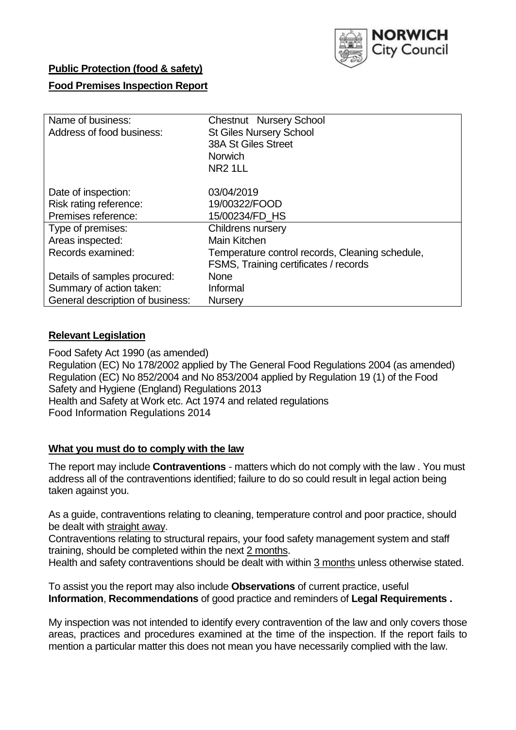**Public Protection (food & safety)**

**Food Premises Inspection Report**

| | |
|---|---|
| Name of business: | Chestnut Nursery School |
| Address of food business: | St Giles Nursery School<br>38A St Giles Street<br>Norwich<br>NR2 1LL |
| Date of inspection: | 03/04/2019 |
| Risk rating reference: | 19/00322/FOOD |
| Premises reference: | 15/00234/FD_HS |
| Type of premises: | Childrens nursery |
| Areas inspected: | Main Kitchen |
| Records examined: | Temperature control records, Cleaning schedule, FSMS, Training certificates / records |
| Details of samples procured: | None |
| Summary of action taken: | Informal |
| General description of business: | Nursery |

## **Relevant Legislation**

Food Safety Act 1990 (as amended)
Regulation (EC) No 178/2002 applied by The General Food Regulations 2004 (as amended)
Regulation (EC) No 852/2004 and No 853/2004 applied by Regulation 19 (1) of the Food Safety and Hygiene (England) Regulations 2013
Health and Safety at Work etc. Act 1974 and related regulations
Food Information Regulations 2014

## **What you must do to comply with the law**

The report may include **Contraventions** - matters which do not comply with the law . You must address all of the contraventions identified; failure to do so could result in legal action being taken against you.

As a guide, contraventions relating to cleaning, temperature control and poor practice, should be dealt with straight away.

Contraventions relating to structural repairs, your food safety management system and staff training, should be completed within the next 2 months.

Health and safety contraventions should be dealt with within 3 months unless otherwise stated.

To assist you the report may also include **Observations** of current practice, useful **Information**, **Recommendations** of good practice and reminders of **Legal Requirements .**

My inspection was not intended to identify every contravention of the law and only covers those areas, practices and procedures examined at the time of the inspection. If the report fails to mention a particular matter this does not mean you have necessarily complied with the law.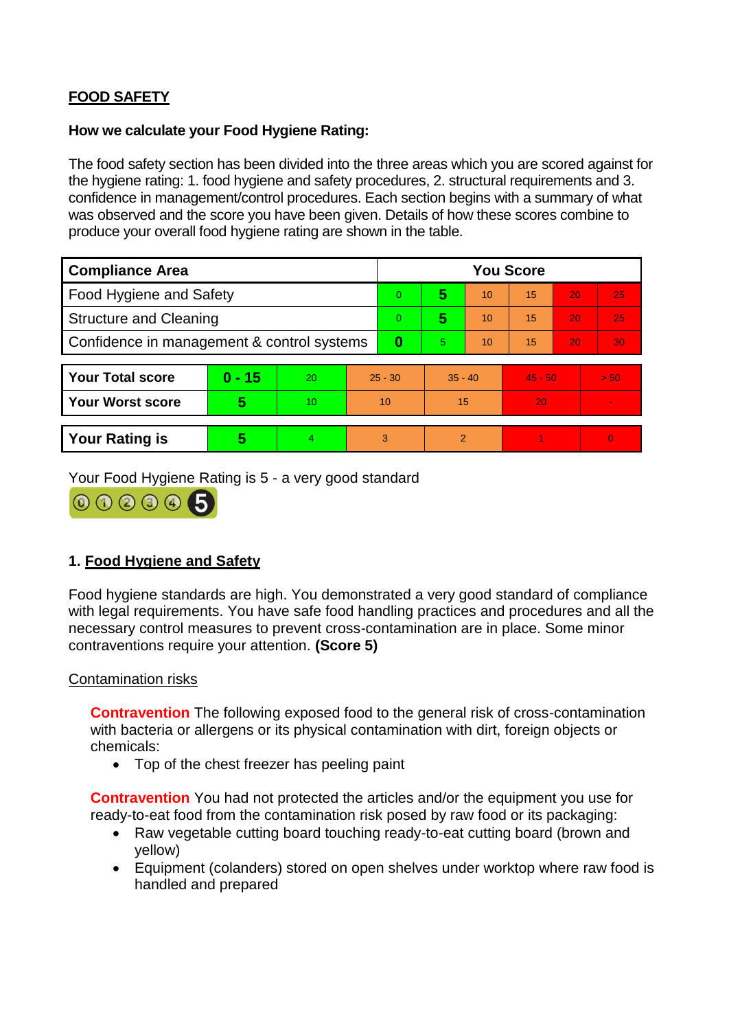## FOOD SAFETY

**How we calculate your Food Hygiene Rating:**

The food safety section has been divided into the three areas which you are scored against for the hygiene rating: 1. food hygiene and safety procedures, 2. structural requirements and 3. confidence in management/control procedures. Each section begins with a summary of what was observed and the score you have been given. Details of how these scores combine to produce your overall food hygiene rating are shown in the table.

| Compliance Area | You Score | | | | | |
|---|---|---|---|---|---|---|
| Food Hygiene and Safety | 0 | **5** | 10 | 15 | 20 | 25 |
| Structure and Cleaning | 0 | **5** | 10 | 15 | 20 | 25 |
| Confidence in management & control systems | **0** | 5 | 10 | 15 | 20 | 30 |

| | | | | | | |
|---|---|---|---|---|---|---|
| **Your Total score** | **0 - 15** | 20 | 25 - 30 | 35 - 40 | 45 - 50 | > 50 |
| **Your Worst score** | **5** | 10 | 10 | 15 | 20 | - |

| | | | | | | |
|---|---|---|---|---|---|---|
| **Your Rating is** | **5** | 4 | 3 | 2 | 1 | 0 |

Your Food Hygiene Rating is 5 - a very good standard

### 1. Food Hygiene and Safety

Food hygiene standards are high. You demonstrated a very good standard of compliance with legal requirements. You have safe food handling practices and procedures and all the necessary control measures to prevent cross-contamination are in place. Some minor contraventions require your attention. **(Score 5)**

Contamination risks

**Contravention** The following exposed food to the general risk of cross-contamination with bacteria or allergens or its physical contamination with dirt, foreign objects or chemicals:

- Top of the chest freezer has peeling paint

**Contravention** You had not protected the articles and/or the equipment you use for ready-to-eat food from the contamination risk posed by raw food or its packaging:

- Raw vegetable cutting board touching ready-to-eat cutting board (brown and yellow)
- Equipment (colanders) stored on open shelves under worktop where raw food is handled and prepared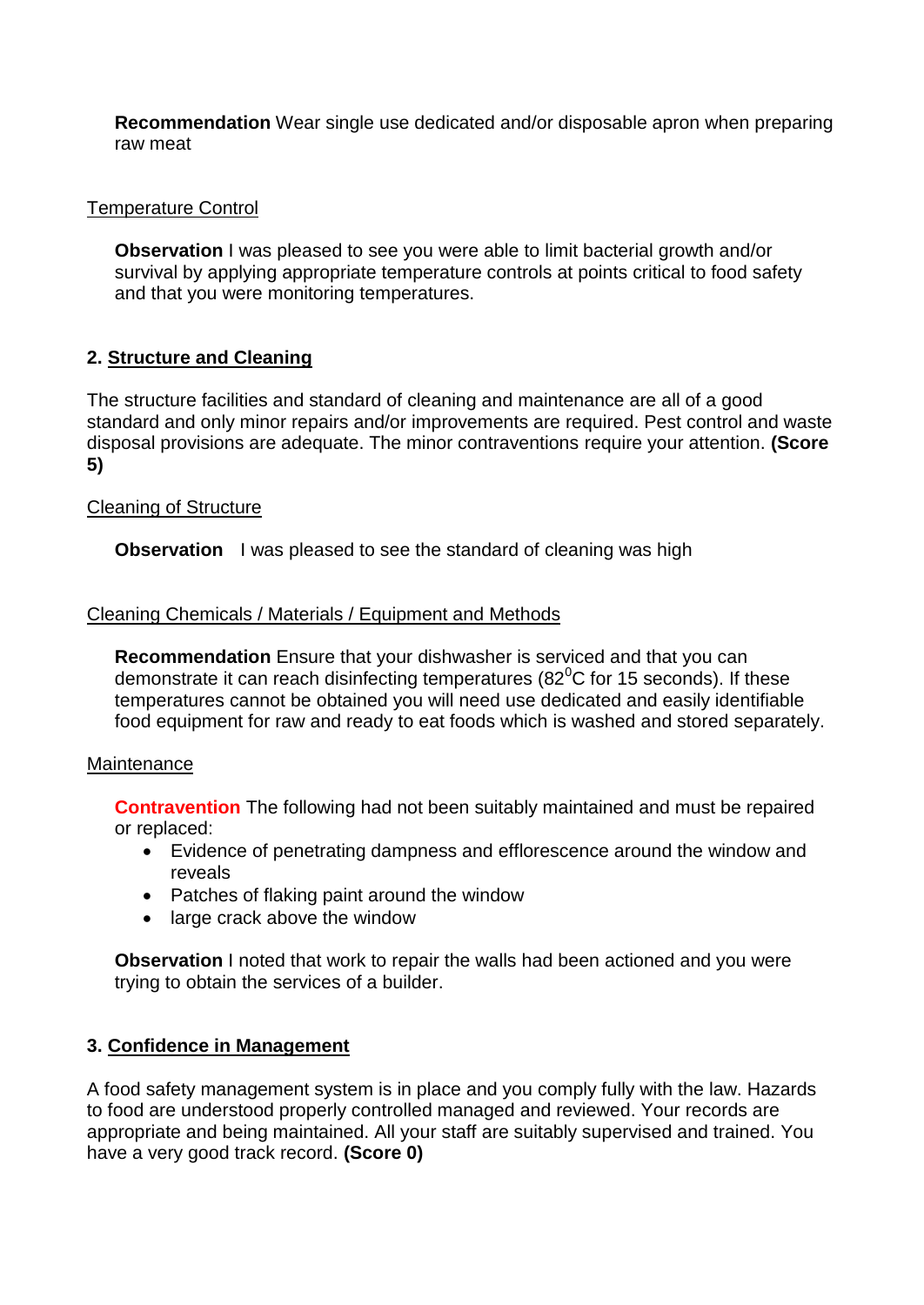**Recommendation** Wear single use dedicated and/or disposable apron when preparing raw meat

Temperature Control

**Observation** I was pleased to see you were able to limit bacterial growth and/or survival by applying appropriate temperature controls at points critical to food safety and that you were monitoring temperatures.

## 2. Structure and Cleaning

The structure facilities and standard of cleaning and maintenance are all of a good standard and only minor repairs and/or improvements are required. Pest control and waste disposal provisions are adequate. The minor contraventions require your attention. **(Score 5)**

Cleaning of Structure

**Observation** I was pleased to see the standard of cleaning was high

Cleaning Chemicals / Materials / Equipment and Methods

**Recommendation** Ensure that your dishwasher is serviced and that you can demonstrate it can reach disinfecting temperatures ($82^0$C for 15 seconds). If these temperatures cannot be obtained you will need use dedicated and easily identifiable food equipment for raw and ready to eat foods which is washed and stored separately.

Maintenance

**Contravention** The following had not been suitably maintained and must be repaired or replaced:

- Evidence of penetrating dampness and efflorescence around the window and reveals
- Patches of flaking paint around the window
- large crack above the window

**Observation** I noted that work to repair the walls had been actioned and you were trying to obtain the services of a builder.

## 3. Confidence in Management

A food safety management system is in place and you comply fully with the law. Hazards to food are understood properly controlled managed and reviewed. Your records are appropriate and being maintained. All your staff are suitably supervised and trained. You have a very good track record. **(Score 0)**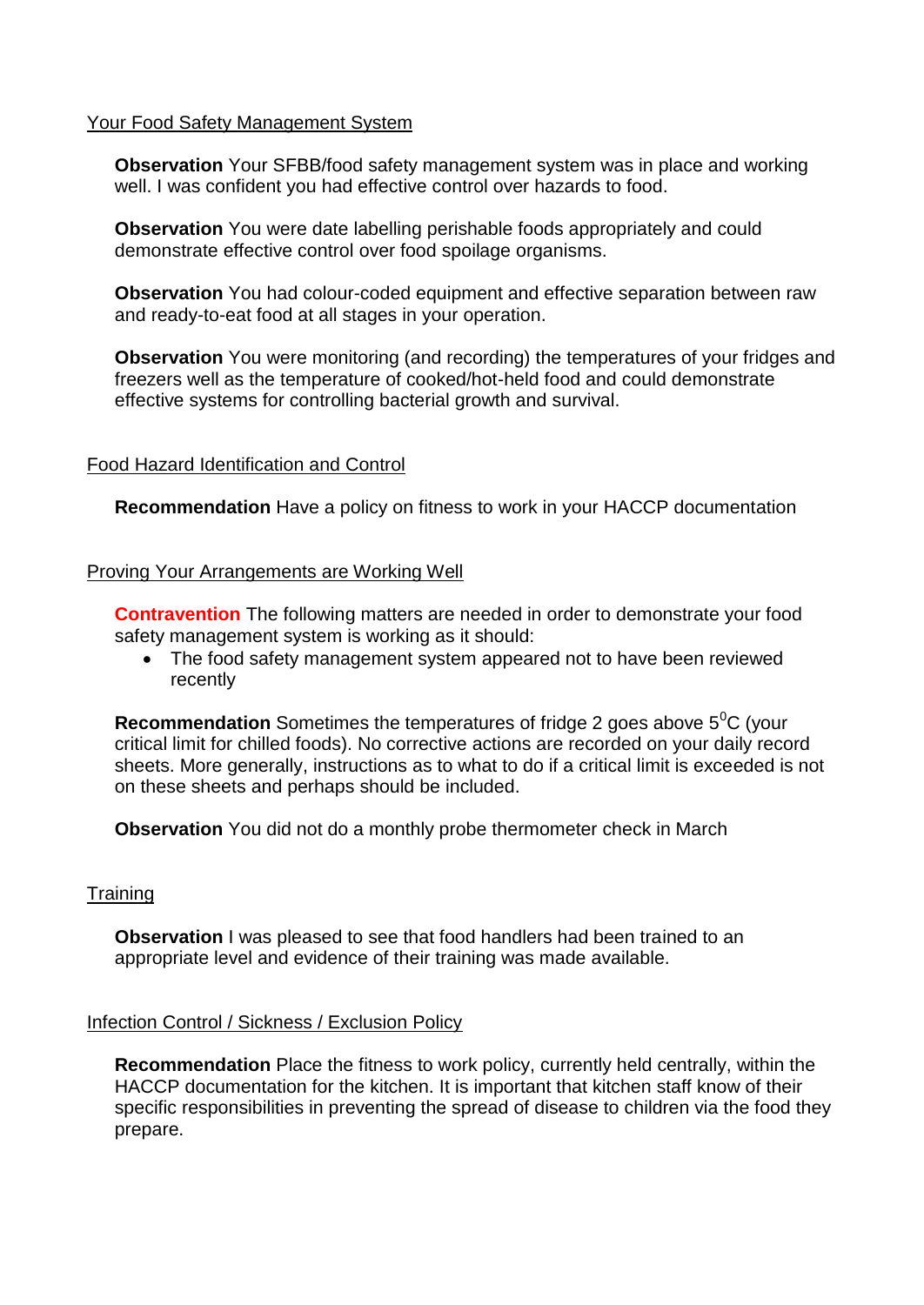Your Food Safety Management System

**Observation** Your SFBB/food safety management system was in place and working well. I was confident you had effective control over hazards to food.

**Observation** You were date labelling perishable foods appropriately and could demonstrate effective control over food spoilage organisms.

**Observation** You had colour-coded equipment and effective separation between raw and ready-to-eat food at all stages in your operation.

**Observation** You were monitoring (and recording) the temperatures of your fridges and freezers well as the temperature of cooked/hot-held food and could demonstrate effective systems for controlling bacterial growth and survival.

Food Hazard Identification and Control

**Recommendation** Have a policy on fitness to work in your HACCP documentation

Proving Your Arrangements are Working Well

**Contravention** The following matters are needed in order to demonstrate your food safety management system is working as it should:

- The food safety management system appeared not to have been reviewed recently

**Recommendation** Sometimes the temperatures of fridge 2 goes above $5^0$C (your critical limit for chilled foods). No corrective actions are recorded on your daily record sheets. More generally, instructions as to what to do if a critical limit is exceeded is not on these sheets and perhaps should be included.

**Observation** You did not do a monthly probe thermometer check in March

Training

**Observation** I was pleased to see that food handlers had been trained to an appropriate level and evidence of their training was made available.

Infection Control / Sickness / Exclusion Policy

**Recommendation** Place the fitness to work policy, currently held centrally, within the HACCP documentation for the kitchen. It is important that kitchen staff know of their specific responsibilities in preventing the spread of disease to children via the food they prepare.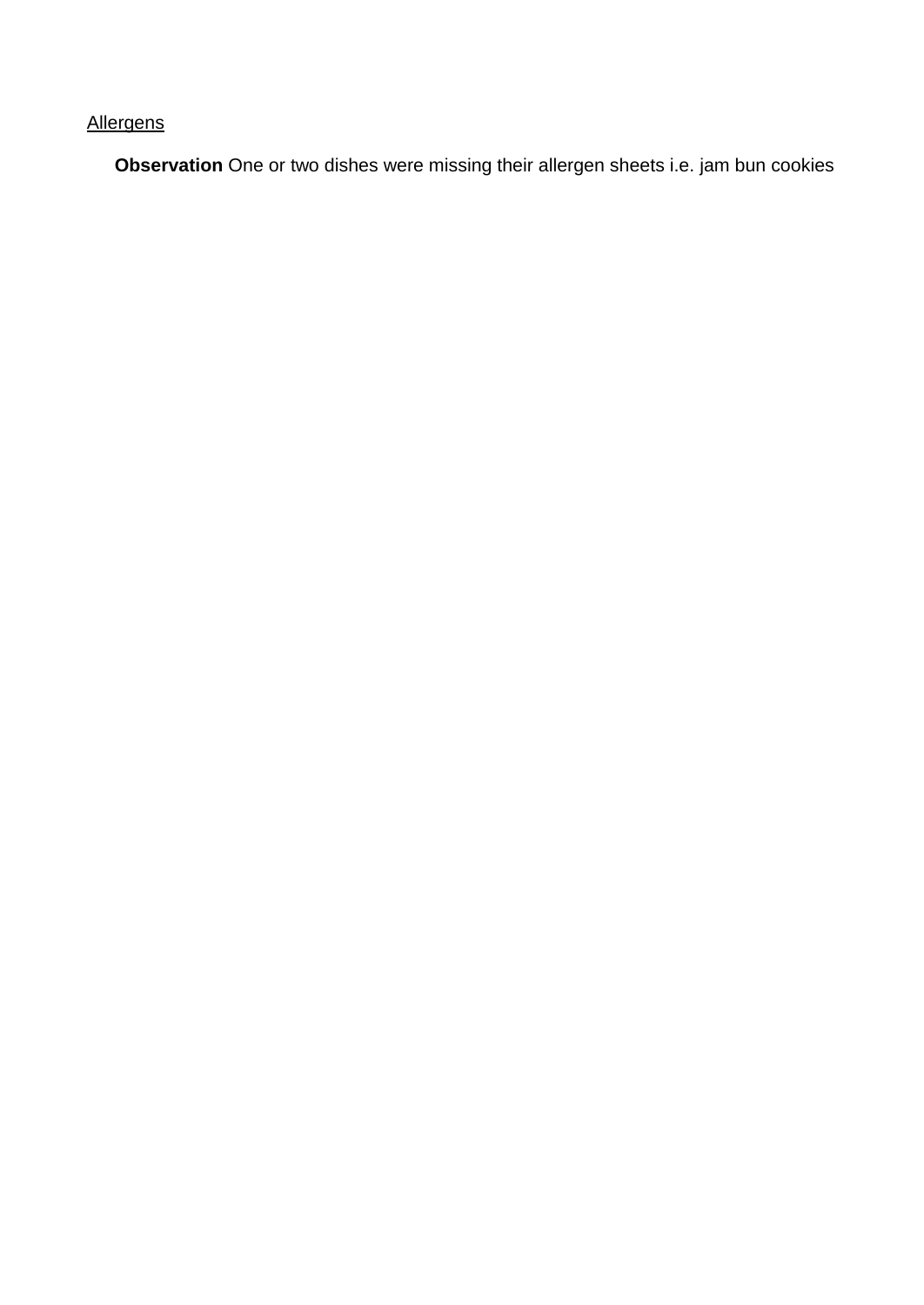<u>Allergens</u>

**Observation** One or two dishes were missing their allergen sheets i.e. jam bun cookies